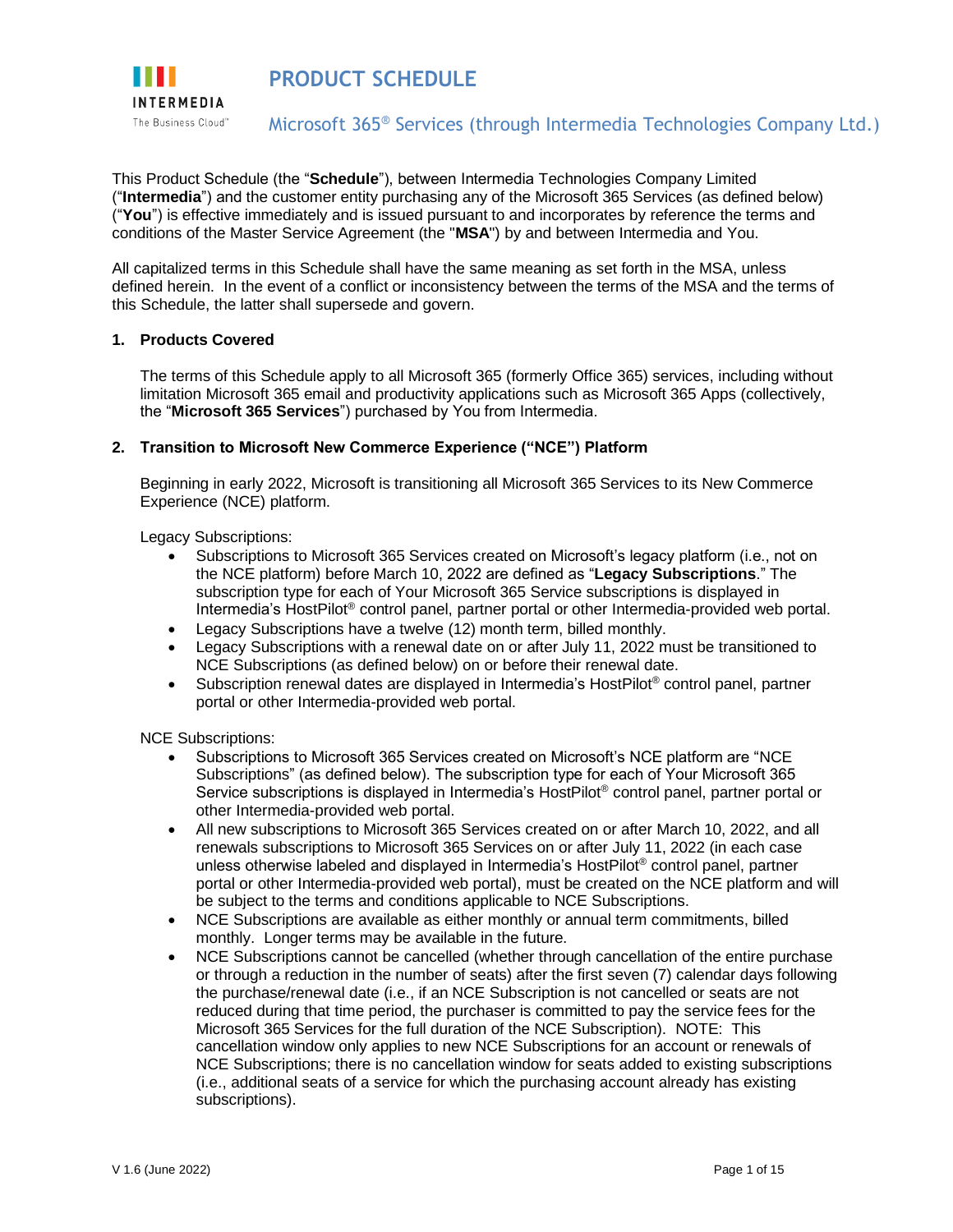# PRODUCT SCHEDULE

## Microsoft 365® Services (through Intermedia Technologies Company Ltd.)

This Product Schedule (the "**Schedule**"), between Intermedia Technologies Company Limited ("**Intermedia**") and the customer entity purchasing any of the Microsoft 365 Services (as defined below) ("**You**") is effective immediately and is issued pursuant to and incorporates by reference the terms and conditions of the Master Service Agreement (the "**MSA**") by and between Intermedia and You.

All capitalized terms in this Schedule shall have the same meaning as set forth in the MSA, unless defined herein. In the event of a conflict or inconsistency between the terms of the MSA and the terms of this Schedule, the latter shall supersede and govern.

### 1. Products Covered

The terms of this Schedule apply to all Microsoft 365 (formerly Office 365) services, including without limitation Microsoft 365 email and productivity applications such as Microsoft 365 Apps (collectively, the "**Microsoft 365 Services**") purchased by You from Intermedia.

### 2. Transition to Microsoft New Commerce Experience ("NCE") Platform

Beginning in early 2022, Microsoft is transitioning all Microsoft 365 Services to its New Commerce Experience (NCE) platform.

Legacy Subscriptions:

- Subscriptions to Microsoft 365 Services created on Microsoft's legacy platform (i.e., not on the NCE platform) before March 10, 2022 are defined as "**Legacy Subscriptions**." The subscription type for each of Your Microsoft 365 Service subscriptions is displayed in Intermedia's HostPilot® control panel, partner portal or other Intermedia-provided web portal.
- Legacy Subscriptions have a twelve (12) month term, billed monthly.
- Legacy Subscriptions with a renewal date on or after July 11, 2022 must be transitioned to NCE Subscriptions (as defined below) on or before their renewal date.
- Subscription renewal dates are displayed in Intermedia's HostPilot® control panel, partner portal or other Intermedia-provided web portal.

NCE Subscriptions:

- Subscriptions to Microsoft 365 Services created on Microsoft's NCE platform are "NCE Subscriptions" (as defined below). The subscription type for each of Your Microsoft 365 Service subscriptions is displayed in Intermedia's HostPilot® control panel, partner portal or other Intermedia-provided web portal.
- All new subscriptions to Microsoft 365 Services created on or after March 10, 2022, and all renewals subscriptions to Microsoft 365 Services on or after July 11, 2022 (in each case unless otherwise labeled and displayed in Intermedia's HostPilot® control panel, partner portal or other Intermedia-provided web portal), must be created on the NCE platform and will be subject to the terms and conditions applicable to NCE Subscriptions.
- NCE Subscriptions are available as either monthly or annual term commitments, billed monthly. Longer terms may be available in the future.
- NCE Subscriptions cannot be cancelled (whether through cancellation of the entire purchase or through a reduction in the number of seats) after the first seven (7) calendar days following the purchase/renewal date (i.e., if an NCE Subscription is not cancelled or seats are not reduced during that time period, the purchaser is committed to pay the service fees for the Microsoft 365 Services for the full duration of the NCE Subscription). NOTE: This cancellation window only applies to new NCE Subscriptions for an account or renewals of NCE Subscriptions; there is no cancellation window for seats added to existing subscriptions (i.e., additional seats of a service for which the purchasing account already has existing subscriptions).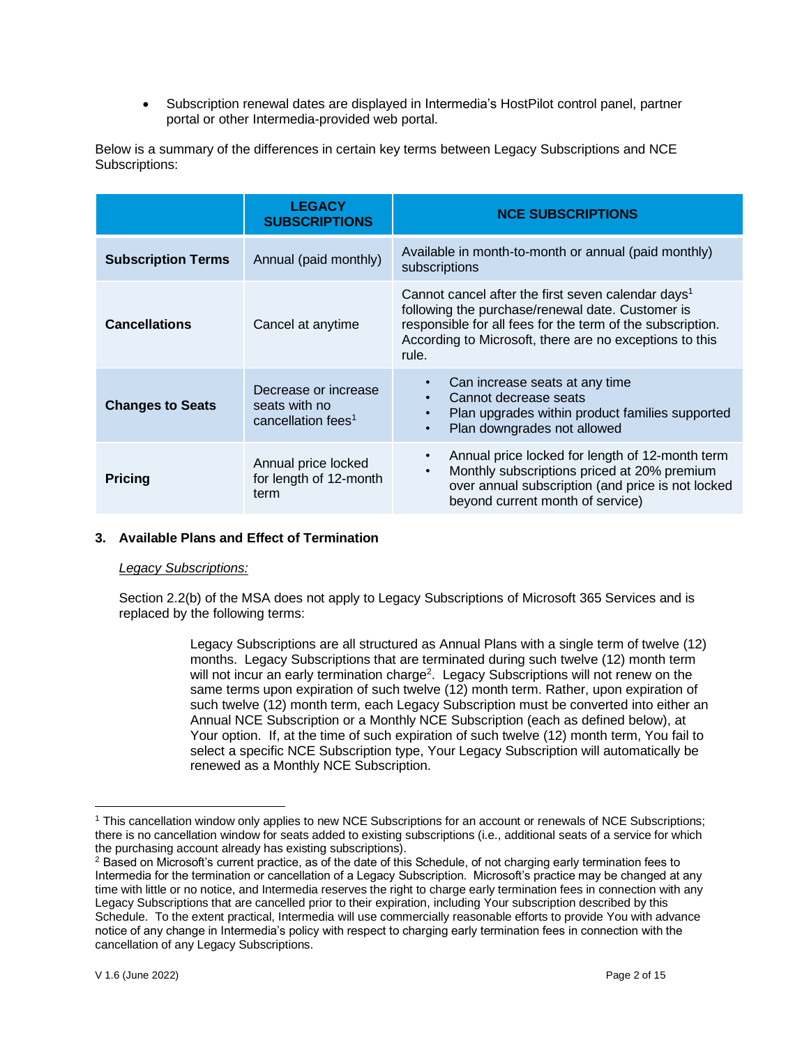- Subscription renewal dates are displayed in Intermedia's HostPilot control panel, partner portal or other Intermedia-provided web portal.

Below is a summary of the differences in certain key terms between Legacy Subscriptions and NCE Subscriptions:

| | LEGACY SUBSCRIPTIONS | NCE SUBSCRIPTIONS |
|---|---|---|
| **Subscription Terms** | Annual (paid monthly) | Available in month-to-month or annual (paid monthly) subscriptions |
| **Cancellations** | Cancel at anytime | Cannot cancel after the first seven calendar days[1] following the purchase/renewal date. Customer is responsible for all fees for the term of the subscription. According to Microsoft, there are no exceptions to this rule. |
| **Changes to Seats** | Decrease or increase seats with no cancellation fees[1] | • Can increase seats at any time<br>• Cannot decrease seats<br>• Plan upgrades within product families supported<br>• Plan downgrades not allowed |
| **Pricing** | Annual price locked for length of 12-month term | • Annual price locked for length of 12-month term<br>• Monthly subscriptions priced at 20% premium over annual subscription (and price is not locked beyond current month of service) |

## 3. Available Plans and Effect of Termination

*Legacy Subscriptions:*

Section 2.2(b) of the MSA does not apply to Legacy Subscriptions of Microsoft 365 Services and is replaced by the following terms:

> Legacy Subscriptions are all structured as Annual Plans with a single term of twelve (12) months. Legacy Subscriptions that are terminated during such twelve (12) month term will not incur an early termination charge[2]. Legacy Subscriptions will not renew on the same terms upon expiration of such twelve (12) month term. Rather, upon expiration of such twelve (12) month term, each Legacy Subscription must be converted into either an Annual NCE Subscription or a Monthly NCE Subscription (each as defined below), at Your option. If, at the time of such expiration of such twelve (12) month term, You fail to select a specific NCE Subscription type, Your Legacy Subscription will automatically be renewed as a Monthly NCE Subscription.

---

[1] This cancellation window only applies to new NCE Subscriptions for an account or renewals of NCE Subscriptions; there is no cancellation window for seats added to existing subscriptions (i.e., additional seats of a service for which the purchasing account already has existing subscriptions).

[2] Based on Microsoft's current practice, as of the date of this Schedule, of not charging early termination fees to Intermedia for the termination or cancellation of a Legacy Subscription. Microsoft's practice may be changed at any time with little or no notice, and Intermedia reserves the right to charge early termination fees in connection with any Legacy Subscriptions that are cancelled prior to their expiration, including Your subscription described by this Schedule. To the extent practical, Intermedia will use commercially reasonable efforts to provide You with advance notice of any change in Intermedia's policy with respect to charging early termination fees in connection with the cancellation of any Legacy Subscriptions.

V 1.6 (June 2022)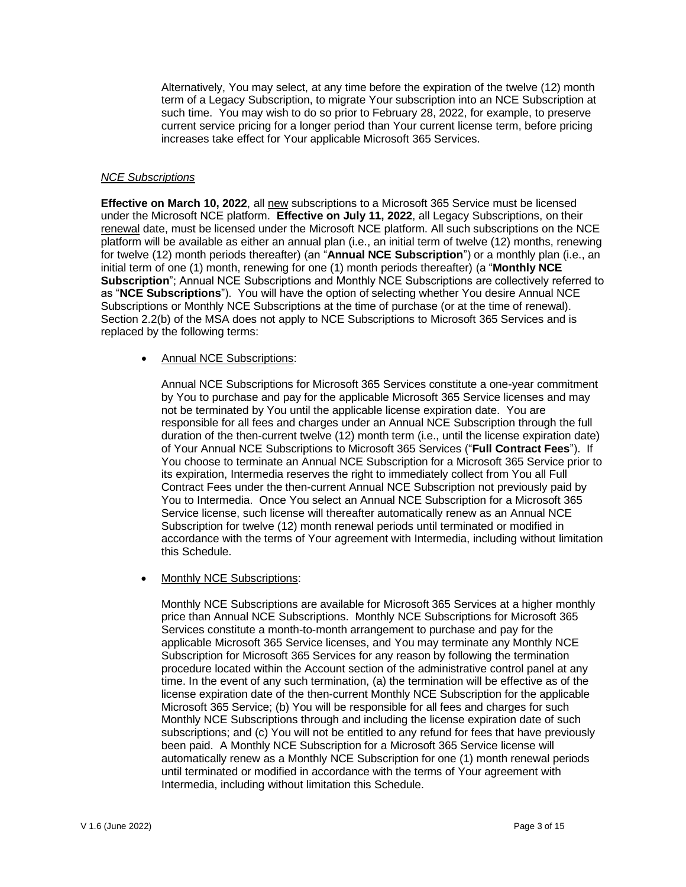Alternatively, You may select, at any time before the expiration of the twelve (12) month term of a Legacy Subscription, to migrate Your subscription into an NCE Subscription at such time. You may wish to do so prior to February 28, 2022, for example, to preserve current service pricing for a longer period than Your current license term, before pricing increases take effect for Your applicable Microsoft 365 Services.

*NCE Subscriptions*

**Effective on March 10, 2022**, all new subscriptions to a Microsoft 365 Service must be licensed under the Microsoft NCE platform. **Effective on July 11, 2022**, all Legacy Subscriptions, on their renewal date, must be licensed under the Microsoft NCE platform. All such subscriptions on the NCE platform will be available as either an annual plan (i.e., an initial term of twelve (12) months, renewing for twelve (12) month periods thereafter) (an "**Annual NCE Subscription**") or a monthly plan (i.e., an initial term of one (1) month, renewing for one (1) month periods thereafter) (a "**Monthly NCE Subscription**"; Annual NCE Subscriptions and Monthly NCE Subscriptions are collectively referred to as "**NCE Subscriptions**"). You will have the option of selecting whether You desire Annual NCE Subscriptions or Monthly NCE Subscriptions at the time of purchase (or at the time of renewal). Section 2.2(b) of the MSA does not apply to NCE Subscriptions to Microsoft 365 Services and is replaced by the following terms:

- Annual NCE Subscriptions:

  Annual NCE Subscriptions for Microsoft 365 Services constitute a one-year commitment by You to purchase and pay for the applicable Microsoft 365 Service licenses and may not be terminated by You until the applicable license expiration date. You are responsible for all fees and charges under an Annual NCE Subscription through the full duration of the then-current twelve (12) month term (i.e., until the license expiration date) of Your Annual NCE Subscriptions to Microsoft 365 Services ("**Full Contract Fees**"). If You choose to terminate an Annual NCE Subscription for a Microsoft 365 Service prior to its expiration, Intermedia reserves the right to immediately collect from You all Full Contract Fees under the then-current Annual NCE Subscription not previously paid by You to Intermedia. Once You select an Annual NCE Subscription for a Microsoft 365 Service license, such license will thereafter automatically renew as an Annual NCE Subscription for twelve (12) month renewal periods until terminated or modified in accordance with the terms of Your agreement with Intermedia, including without limitation this Schedule.

- Monthly NCE Subscriptions:

  Monthly NCE Subscriptions are available for Microsoft 365 Services at a higher monthly price than Annual NCE Subscriptions. Monthly NCE Subscriptions for Microsoft 365 Services constitute a month-to-month arrangement to purchase and pay for the applicable Microsoft 365 Service licenses, and You may terminate any Monthly NCE Subscription for Microsoft 365 Services for any reason by following the termination procedure located within the Account section of the administrative control panel at any time. In the event of any such termination, (a) the termination will be effective as of the license expiration date of the then-current Monthly NCE Subscription for the applicable Microsoft 365 Service; (b) You will be responsible for all fees and charges for such Monthly NCE Subscriptions through and including the license expiration date of such subscriptions; and (c) You will not be entitled to any refund for fees that have previously been paid. A Monthly NCE Subscription for a Microsoft 365 Service license will automatically renew as a Monthly NCE Subscription for one (1) month renewal periods until terminated or modified in accordance with the terms of Your agreement with Intermedia, including without limitation this Schedule.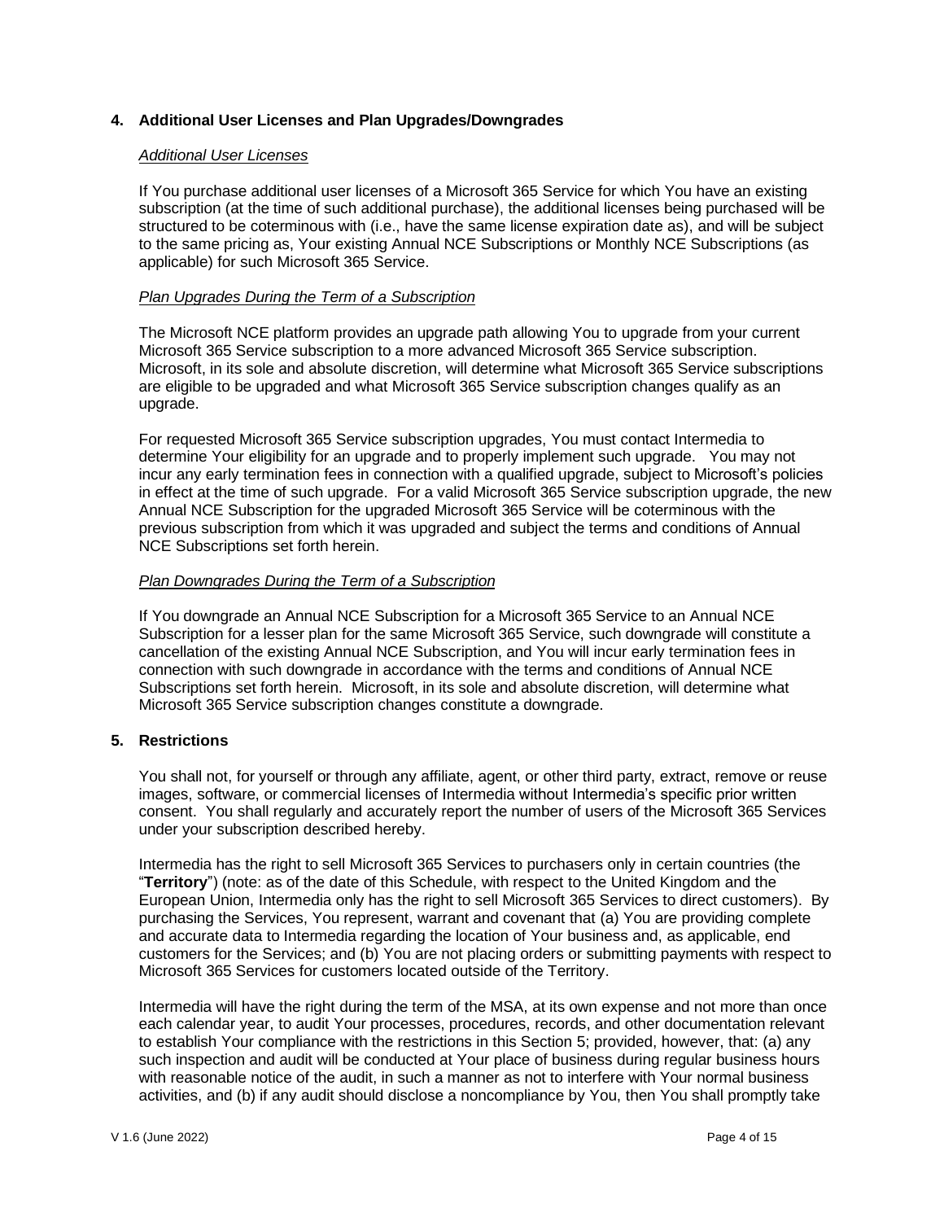## 4. Additional User Licenses and Plan Upgrades/Downgrades

*Additional User Licenses*

If You purchase additional user licenses of a Microsoft 365 Service for which You have an existing subscription (at the time of such additional purchase), the additional licenses being purchased will be structured to be coterminous with (i.e., have the same license expiration date as), and will be subject to the same pricing as, Your existing Annual NCE Subscriptions or Monthly NCE Subscriptions (as applicable) for such Microsoft 365 Service.

*Plan Upgrades During the Term of a Subscription*

The Microsoft NCE platform provides an upgrade path allowing You to upgrade from your current Microsoft 365 Service subscription to a more advanced Microsoft 365 Service subscription. Microsoft, in its sole and absolute discretion, will determine what Microsoft 365 Service subscriptions are eligible to be upgraded and what Microsoft 365 Service subscription changes qualify as an upgrade.

For requested Microsoft 365 Service subscription upgrades, You must contact Intermedia to determine Your eligibility for an upgrade and to properly implement such upgrade. You may not incur any early termination fees in connection with a qualified upgrade, subject to Microsoft's policies in effect at the time of such upgrade. For a valid Microsoft 365 Service subscription upgrade, the new Annual NCE Subscription for the upgraded Microsoft 365 Service will be coterminous with the previous subscription from which it was upgraded and subject the terms and conditions of Annual NCE Subscriptions set forth herein.

*Plan Downgrades During the Term of a Subscription*

If You downgrade an Annual NCE Subscription for a Microsoft 365 Service to an Annual NCE Subscription for a lesser plan for the same Microsoft 365 Service, such downgrade will constitute a cancellation of the existing Annual NCE Subscription, and You will incur early termination fees in connection with such downgrade in accordance with the terms and conditions of Annual NCE Subscriptions set forth herein. Microsoft, in its sole and absolute discretion, will determine what Microsoft 365 Service subscription changes constitute a downgrade.

## 5. Restrictions

You shall not, for yourself or through any affiliate, agent, or other third party, extract, remove or reuse images, software, or commercial licenses of Intermedia without Intermedia's specific prior written consent. You shall regularly and accurately report the number of users of the Microsoft 365 Services under your subscription described hereby.

Intermedia has the right to sell Microsoft 365 Services to purchasers only in certain countries (the "**Territory**") (note: as of the date of this Schedule, with respect to the United Kingdom and the European Union, Intermedia only has the right to sell Microsoft 365 Services to direct customers). By purchasing the Services, You represent, warrant and covenant that (a) You are providing complete and accurate data to Intermedia regarding the location of Your business and, as applicable, end customers for the Services; and (b) You are not placing orders or submitting payments with respect to Microsoft 365 Services for customers located outside of the Territory.

Intermedia will have the right during the term of the MSA, at its own expense and not more than once each calendar year, to audit Your processes, procedures, records, and other documentation relevant to establish Your compliance with the restrictions in this Section 5; provided, however, that: (a) any such inspection and audit will be conducted at Your place of business during regular business hours with reasonable notice of the audit, in such a manner as not to interfere with Your normal business activities, and (b) if any audit should disclose a noncompliance by You, then You shall promptly take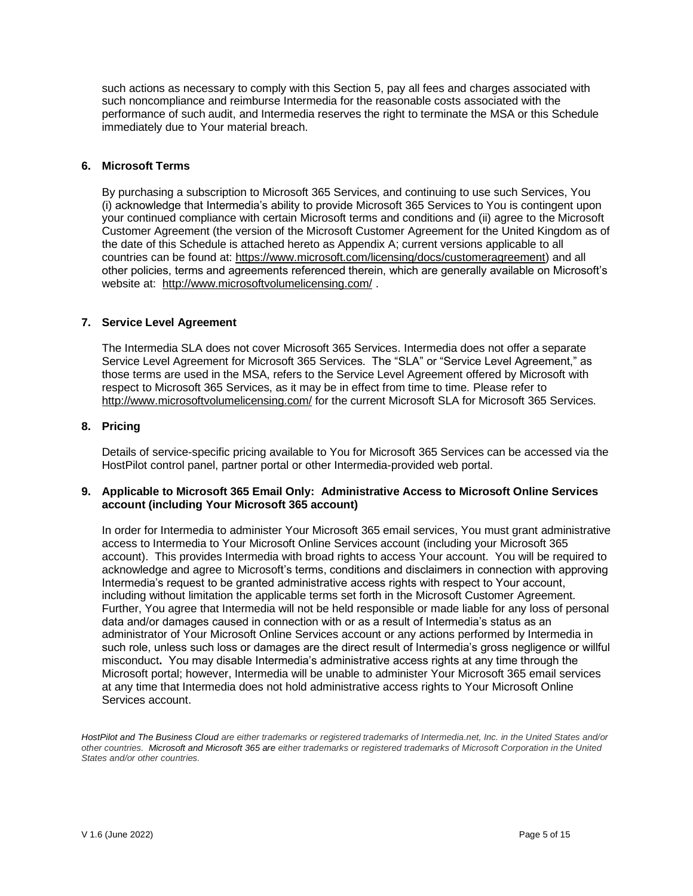such actions as necessary to comply with this Section 5, pay all fees and charges associated with such noncompliance and reimburse Intermedia for the reasonable costs associated with the performance of such audit, and Intermedia reserves the right to terminate the MSA or this Schedule immediately due to Your material breach.

### 6. Microsoft Terms

By purchasing a subscription to Microsoft 365 Services, and continuing to use such Services, You (i) acknowledge that Intermedia's ability to provide Microsoft 365 Services to You is contingent upon your continued compliance with certain Microsoft terms and conditions and (ii) agree to the Microsoft Customer Agreement (the version of the Microsoft Customer Agreement for the United Kingdom as of the date of this Schedule is attached hereto as Appendix A; current versions applicable to all countries can be found at: https://www.microsoft.com/licensing/docs/customeragreement) and all other policies, terms and agreements referenced therein, which are generally available on Microsoft's website at: http://www.microsoftvolumelicensing.com/ .

### 7. Service Level Agreement

The Intermedia SLA does not cover Microsoft 365 Services. Intermedia does not offer a separate Service Level Agreement for Microsoft 365 Services. The "SLA" or "Service Level Agreement," as those terms are used in the MSA, refers to the Service Level Agreement offered by Microsoft with respect to Microsoft 365 Services, as it may be in effect from time to time. Please refer to http://www.microsoftvolumelicensing.com/ for the current Microsoft SLA for Microsoft 365 Services.

### 8. Pricing

Details of service-specific pricing available to You for Microsoft 365 Services can be accessed via the HostPilot control panel, partner portal or other Intermedia-provided web portal.

### 9. Applicable to Microsoft 365 Email Only: Administrative Access to Microsoft Online Services account (including Your Microsoft 365 account)

In order for Intermedia to administer Your Microsoft 365 email services, You must grant administrative access to Intermedia to Your Microsoft Online Services account (including your Microsoft 365 account). This provides Intermedia with broad rights to access Your account. You will be required to acknowledge and agree to Microsoft's terms, conditions and disclaimers in connection with approving Intermedia's request to be granted administrative access rights with respect to Your account, including without limitation the applicable terms set forth in the Microsoft Customer Agreement. Further, You agree that Intermedia will not be held responsible or made liable for any loss of personal data and/or damages caused in connection with or as a result of Intermedia's status as an administrator of Your Microsoft Online Services account or any actions performed by Intermedia in such role, unless such loss or damages are the direct result of Intermedia's gross negligence or willful misconduct**.** You may disable Intermedia's administrative access rights at any time through the Microsoft portal; however, Intermedia will be unable to administer Your Microsoft 365 email services at any time that Intermedia does not hold administrative access rights to Your Microsoft Online Services account.

*HostPilot and The Business Cloud are either trademarks or registered trademarks of Intermedia.net, Inc. in the United States and/or other countries. Microsoft and Microsoft 365 are either trademarks or registered trademarks of Microsoft Corporation in the United States and/or other countries.*

V 1.6 (June 2022)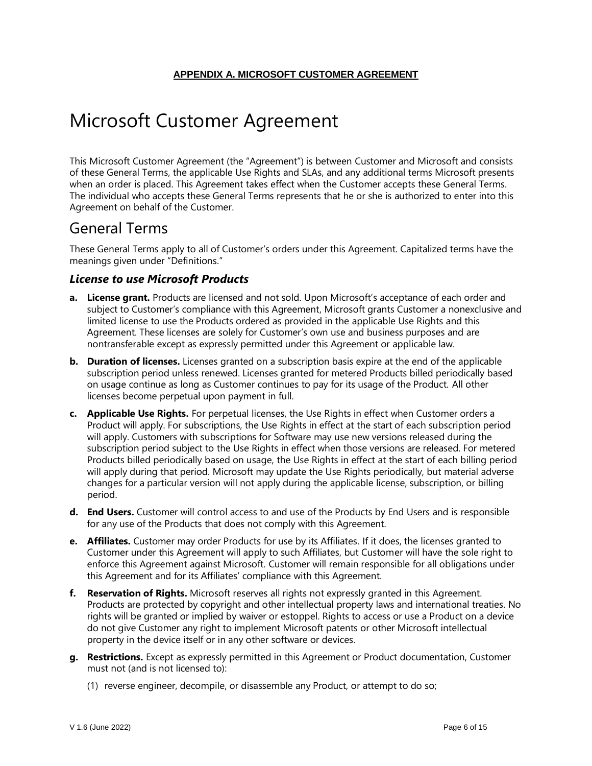**APPENDIX A. MICROSOFT CUSTOMER AGREEMENT**

# Microsoft Customer Agreement

This Microsoft Customer Agreement (the "Agreement") is between Customer and Microsoft and consists of these General Terms, the applicable Use Rights and SLAs, and any additional terms Microsoft presents when an order is placed. This Agreement takes effect when the Customer accepts these General Terms. The individual who accepts these General Terms represents that he or she is authorized to enter into this Agreement on behalf of the Customer.

## General Terms

These General Terms apply to all of Customer's orders under this Agreement. Capitalized terms have the meanings given under "Definitions."

### *License to use Microsoft Products*

**a. License grant.** Products are licensed and not sold. Upon Microsoft's acceptance of each order and subject to Customer's compliance with this Agreement, Microsoft grants Customer a nonexclusive and limited license to use the Products ordered as provided in the applicable Use Rights and this Agreement. These licenses are solely for Customer's own use and business purposes and are nontransferable except as expressly permitted under this Agreement or applicable law.

**b. Duration of licenses.** Licenses granted on a subscription basis expire at the end of the applicable subscription period unless renewed. Licenses granted for metered Products billed periodically based on usage continue as long as Customer continues to pay for its usage of the Product. All other licenses become perpetual upon payment in full.

**c. Applicable Use Rights.** For perpetual licenses, the Use Rights in effect when Customer orders a Product will apply. For subscriptions, the Use Rights in effect at the start of each subscription period will apply. Customers with subscriptions for Software may use new versions released during the subscription period subject to the Use Rights in effect when those versions are released. For metered Products billed periodically based on usage, the Use Rights in effect at the start of each billing period will apply during that period. Microsoft may update the Use Rights periodically, but material adverse changes for a particular version will not apply during the applicable license, subscription, or billing period.

**d. End Users.** Customer will control access to and use of the Products by End Users and is responsible for any use of the Products that does not comply with this Agreement.

**e. Affiliates.** Customer may order Products for use by its Affiliates. If it does, the licenses granted to Customer under this Agreement will apply to such Affiliates, but Customer will have the sole right to enforce this Agreement against Microsoft. Customer will remain responsible for all obligations under this Agreement and for its Affiliates' compliance with this Agreement.

**f. Reservation of Rights.** Microsoft reserves all rights not expressly granted in this Agreement. Products are protected by copyright and other intellectual property laws and international treaties. No rights will be granted or implied by waiver or estoppel. Rights to access or use a Product on a device do not give Customer any right to implement Microsoft patents or other Microsoft intellectual property in the device itself or in any other software or devices.

**g. Restrictions.** Except as expressly permitted in this Agreement or Product documentation, Customer must not (and is not licensed to):

(1) reverse engineer, decompile, or disassemble any Product, or attempt to do so;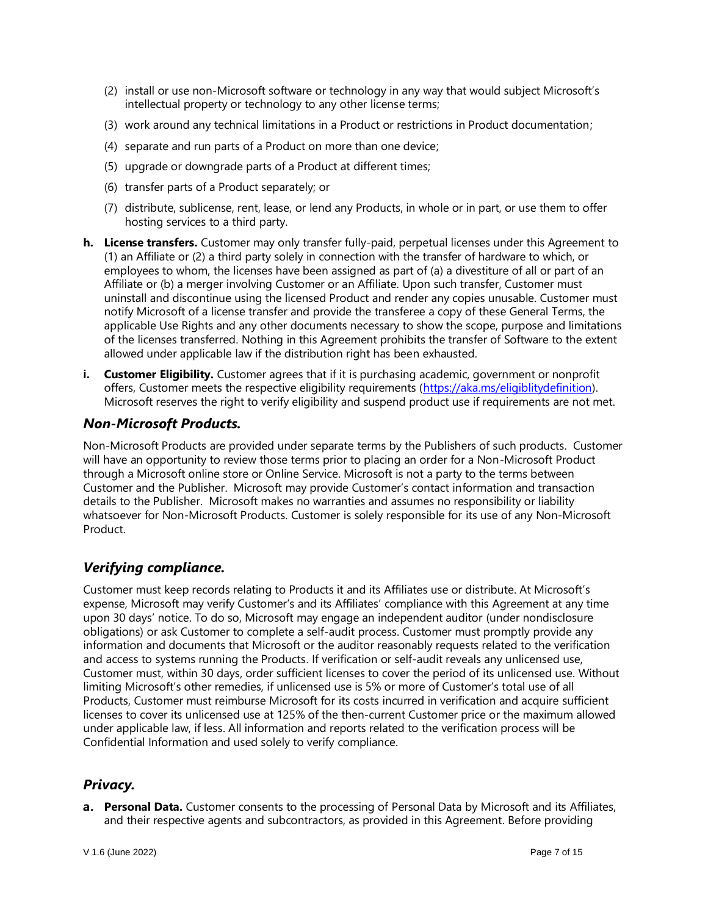(2) install or use non-Microsoft software or technology in any way that would subject Microsoft's intellectual property or technology to any other license terms;

(3) work around any technical limitations in a Product or restrictions in Product documentation;

(4) separate and run parts of a Product on more than one device;

(5) upgrade or downgrade parts of a Product at different times;

(6) transfer parts of a Product separately; or

(7) distribute, sublicense, rent, lease, or lend any Products, in whole or in part, or use them to offer hosting services to a third party.

**h. License transfers.** Customer may only transfer fully-paid, perpetual licenses under this Agreement to (1) an Affiliate or (2) a third party solely in connection with the transfer of hardware to which, or employees to whom, the licenses have been assigned as part of (a) a divestiture of all or part of an Affiliate or (b) a merger involving Customer or an Affiliate. Upon such transfer, Customer must uninstall and discontinue using the licensed Product and render any copies unusable. Customer must notify Microsoft of a license transfer and provide the transferee a copy of these General Terms, the applicable Use Rights and any other documents necessary to show the scope, purpose and limitations of the licenses transferred. Nothing in this Agreement prohibits the transfer of Software to the extent allowed under applicable law if the distribution right has been exhausted.

**i. Customer Eligibility.** Customer agrees that if it is purchasing academic, government or nonprofit offers, Customer meets the respective eligibility requirements (https://aka.ms/eligiblitydefinition). Microsoft reserves the right to verify eligibility and suspend product use if requirements are not met.

## *Non-Microsoft Products.*

Non-Microsoft Products are provided under separate terms by the Publishers of such products. Customer will have an opportunity to review those terms prior to placing an order for a Non-Microsoft Product through a Microsoft online store or Online Service. Microsoft is not a party to the terms between Customer and the Publisher. Microsoft may provide Customer's contact information and transaction details to the Publisher. Microsoft makes no warranties and assumes no responsibility or liability whatsoever for Non-Microsoft Products. Customer is solely responsible for its use of any Non-Microsoft Product.

## *Verifying compliance.*

Customer must keep records relating to Products it and its Affiliates use or distribute. At Microsoft's expense, Microsoft may verify Customer's and its Affiliates' compliance with this Agreement at any time upon 30 days' notice. To do so, Microsoft may engage an independent auditor (under nondisclosure obligations) or ask Customer to complete a self-audit process. Customer must promptly provide any information and documents that Microsoft or the auditor reasonably requests related to the verification and access to systems running the Products. If verification or self-audit reveals any unlicensed use, Customer must, within 30 days, order sufficient licenses to cover the period of its unlicensed use. Without limiting Microsoft's other remedies, if unlicensed use is 5% or more of Customer's total use of all Products, Customer must reimburse Microsoft for its costs incurred in verification and acquire sufficient licenses to cover its unlicensed use at 125% of the then-current Customer price or the maximum allowed under applicable law, if less. All information and reports related to the verification process will be Confidential Information and used solely to verify compliance.

## *Privacy.*

**a. Personal Data.** Customer consents to the processing of Personal Data by Microsoft and its Affiliates, and their respective agents and subcontractors, as provided in this Agreement. Before providing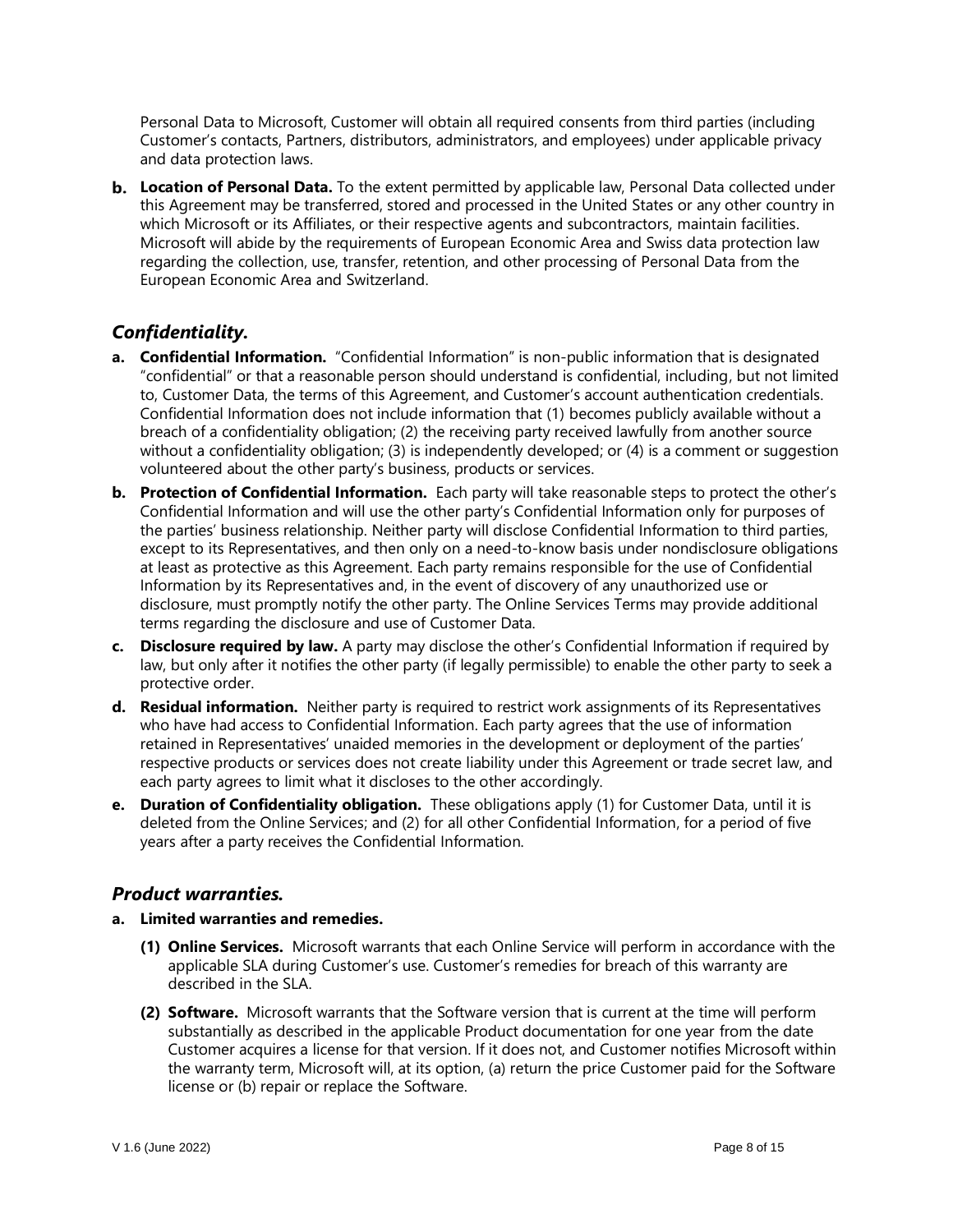Personal Data to Microsoft, Customer will obtain all required consents from third parties (including Customer's contacts, Partners, distributors, administrators, and employees) under applicable privacy and data protection laws.

**b. Location of Personal Data.** To the extent permitted by applicable law, Personal Data collected under this Agreement may be transferred, stored and processed in the United States or any other country in which Microsoft or its Affiliates, or their respective agents and subcontractors, maintain facilities. Microsoft will abide by the requirements of European Economic Area and Swiss data protection law regarding the collection, use, transfer, retention, and other processing of Personal Data from the European Economic Area and Switzerland.

## *Confidentiality.*

**a. Confidential Information.** "Confidential Information" is non-public information that is designated "confidential" or that a reasonable person should understand is confidential, including, but not limited to, Customer Data, the terms of this Agreement, and Customer's account authentication credentials. Confidential Information does not include information that (1) becomes publicly available without a breach of a confidentiality obligation; (2) the receiving party received lawfully from another source without a confidentiality obligation; (3) is independently developed; or (4) is a comment or suggestion volunteered about the other party's business, products or services.

**b. Protection of Confidential Information.** Each party will take reasonable steps to protect the other's Confidential Information and will use the other party's Confidential Information only for purposes of the parties' business relationship. Neither party will disclose Confidential Information to third parties, except to its Representatives, and then only on a need-to-know basis under nondisclosure obligations at least as protective as this Agreement. Each party remains responsible for the use of Confidential Information by its Representatives and, in the event of discovery of any unauthorized use or disclosure, must promptly notify the other party. The Online Services Terms may provide additional terms regarding the disclosure and use of Customer Data.

**c. Disclosure required by law.** A party may disclose the other's Confidential Information if required by law, but only after it notifies the other party (if legally permissible) to enable the other party to seek a protective order.

**d. Residual information.** Neither party is required to restrict work assignments of its Representatives who have had access to Confidential Information. Each party agrees that the use of information retained in Representatives' unaided memories in the development or deployment of the parties' respective products or services does not create liability under this Agreement or trade secret law, and each party agrees to limit what it discloses to the other accordingly.

**e. Duration of Confidentiality obligation.** These obligations apply (1) for Customer Data, until it is deleted from the Online Services; and (2) for all other Confidential Information, for a period of five years after a party receives the Confidential Information.

## *Product warranties.*

**a. Limited warranties and remedies.**

**(1) Online Services.** Microsoft warrants that each Online Service will perform in accordance with the applicable SLA during Customer's use. Customer's remedies for breach of this warranty are described in the SLA.

**(2) Software.** Microsoft warrants that the Software version that is current at the time will perform substantially as described in the applicable Product documentation for one year from the date Customer acquires a license for that version. If it does not, and Customer notifies Microsoft within the warranty term, Microsoft will, at its option, (a) return the price Customer paid for the Software license or (b) repair or replace the Software.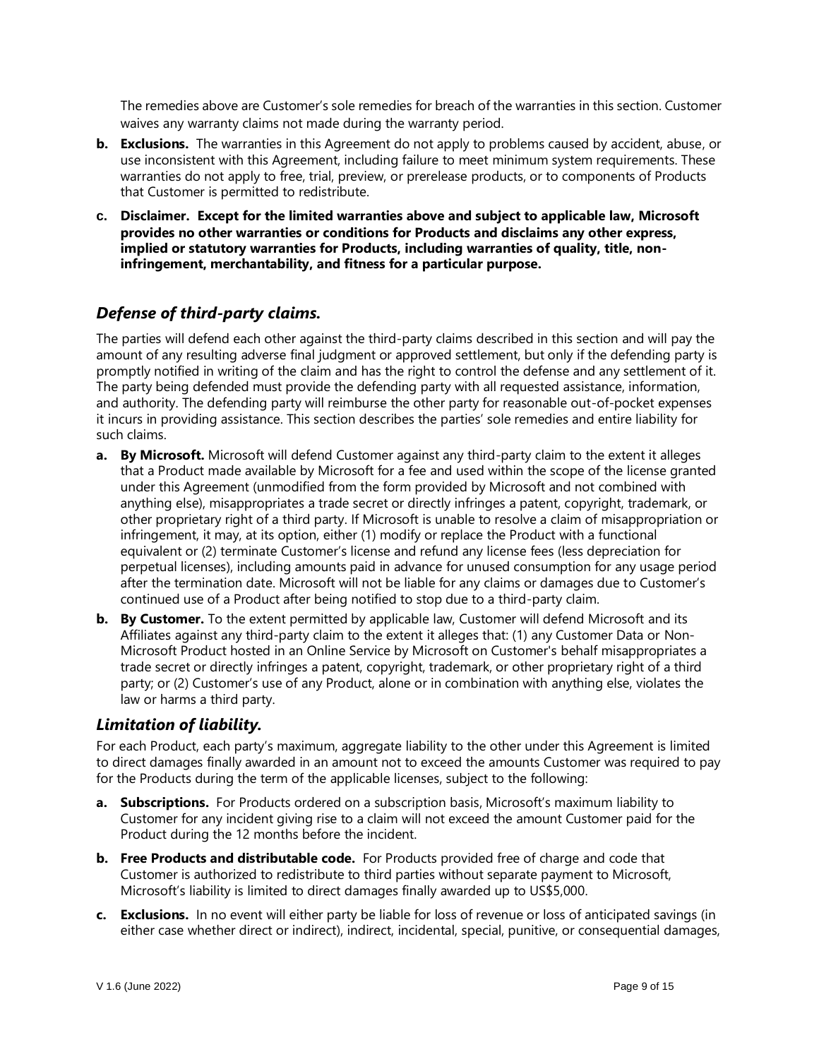The remedies above are Customer's sole remedies for breach of the warranties in this section. Customer waives any warranty claims not made during the warranty period.

- **b. Exclusions.** The warranties in this Agreement do not apply to problems caused by accident, abuse, or use inconsistent with this Agreement, including failure to meet minimum system requirements. These warranties do not apply to free, trial, preview, or prerelease products, or to components of Products that Customer is permitted to redistribute.
- **c. Disclaimer. Except for the limited warranties above and subject to applicable law, Microsoft provides no other warranties or conditions for Products and disclaims any other express, implied or statutory warranties for Products, including warranties of quality, title, non-infringement, merchantability, and fitness for a particular purpose.**

## *Defense of third-party claims.*

The parties will defend each other against the third-party claims described in this section and will pay the amount of any resulting adverse final judgment or approved settlement, but only if the defending party is promptly notified in writing of the claim and has the right to control the defense and any settlement of it. The party being defended must provide the defending party with all requested assistance, information, and authority. The defending party will reimburse the other party for reasonable out-of-pocket expenses it incurs in providing assistance. This section describes the parties' sole remedies and entire liability for such claims.

- **a. By Microsoft.** Microsoft will defend Customer against any third-party claim to the extent it alleges that a Product made available by Microsoft for a fee and used within the scope of the license granted under this Agreement (unmodified from the form provided by Microsoft and not combined with anything else), misappropriates a trade secret or directly infringes a patent, copyright, trademark, or other proprietary right of a third party. If Microsoft is unable to resolve a claim of misappropriation or infringement, it may, at its option, either (1) modify or replace the Product with a functional equivalent or (2) terminate Customer's license and refund any license fees (less depreciation for perpetual licenses), including amounts paid in advance for unused consumption for any usage period after the termination date. Microsoft will not be liable for any claims or damages due to Customer's continued use of a Product after being notified to stop due to a third-party claim.
- **b. By Customer.** To the extent permitted by applicable law, Customer will defend Microsoft and its Affiliates against any third-party claim to the extent it alleges that: (1) any Customer Data or Non-Microsoft Product hosted in an Online Service by Microsoft on Customer's behalf misappropriates a trade secret or directly infringes a patent, copyright, trademark, or other proprietary right of a third party; or (2) Customer's use of any Product, alone or in combination with anything else, violates the law or harms a third party.

## *Limitation of liability.*

For each Product, each party's maximum, aggregate liability to the other under this Agreement is limited to direct damages finally awarded in an amount not to exceed the amounts Customer was required to pay for the Products during the term of the applicable licenses, subject to the following:

- **a. Subscriptions.** For Products ordered on a subscription basis, Microsoft's maximum liability to Customer for any incident giving rise to a claim will not exceed the amount Customer paid for the Product during the 12 months before the incident.
- **b. Free Products and distributable code.** For Products provided free of charge and code that Customer is authorized to redistribute to third parties without separate payment to Microsoft, Microsoft's liability is limited to direct damages finally awarded up to US$5,000.
- **c. Exclusions.** In no event will either party be liable for loss of revenue or loss of anticipated savings (in either case whether direct or indirect), indirect, incidental, special, punitive, or consequential damages,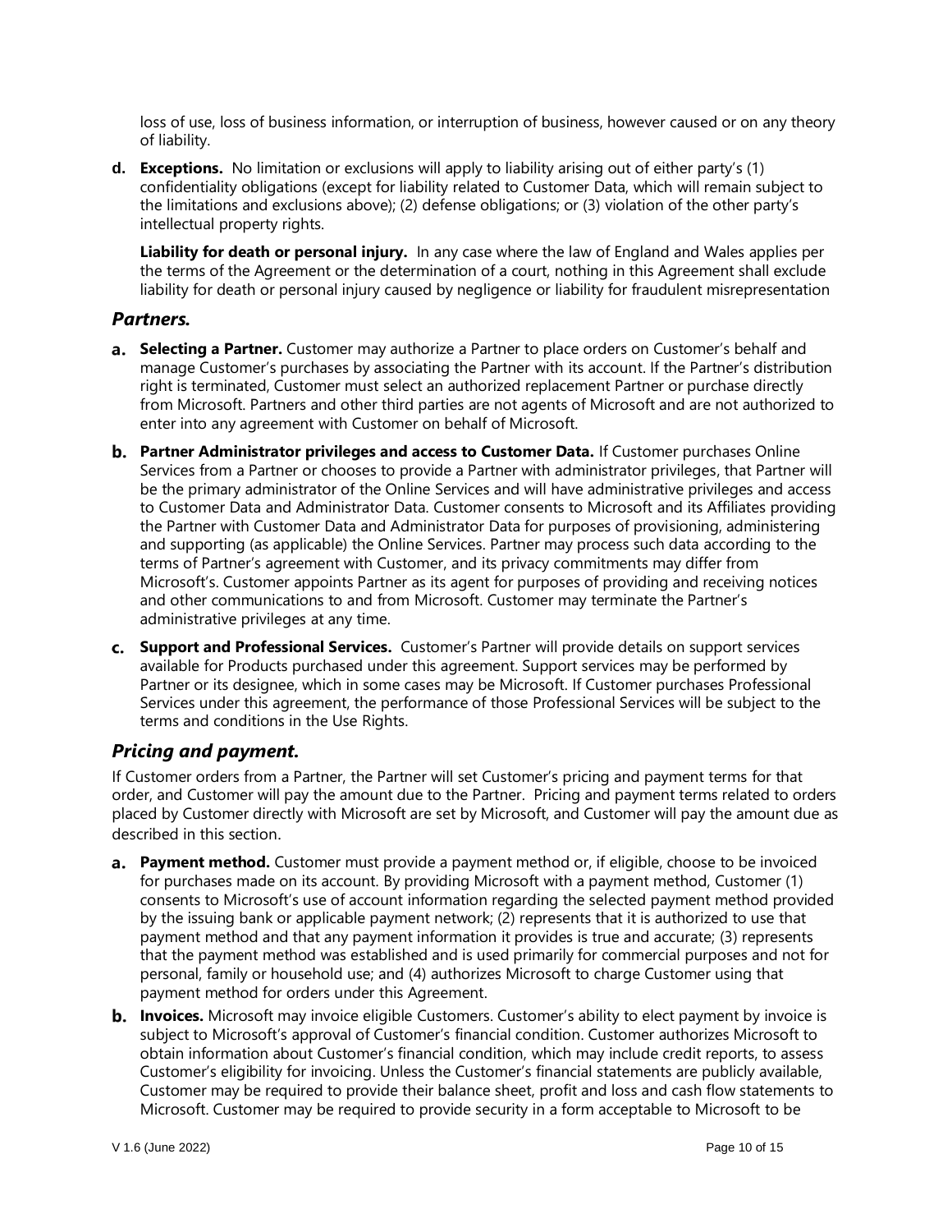loss of use, loss of business information, or interruption of business, however caused or on any theory of liability.

**d. Exceptions.** No limitation or exclusions will apply to liability arising out of either party's (1) confidentiality obligations (except for liability related to Customer Data, which will remain subject to the limitations and exclusions above); (2) defense obligations; or (3) violation of the other party's intellectual property rights.

**Liability for death or personal injury.** In any case where the law of England and Wales applies per the terms of the Agreement or the determination of a court, nothing in this Agreement shall exclude liability for death or personal injury caused by negligence or liability for fraudulent misrepresentation

## *Partners.*

**a. Selecting a Partner.** Customer may authorize a Partner to place orders on Customer's behalf and manage Customer's purchases by associating the Partner with its account. If the Partner's distribution right is terminated, Customer must select an authorized replacement Partner or purchase directly from Microsoft. Partners and other third parties are not agents of Microsoft and are not authorized to enter into any agreement with Customer on behalf of Microsoft.

**b. Partner Administrator privileges and access to Customer Data.** If Customer purchases Online Services from a Partner or chooses to provide a Partner with administrator privileges, that Partner will be the primary administrator of the Online Services and will have administrative privileges and access to Customer Data and Administrator Data. Customer consents to Microsoft and its Affiliates providing the Partner with Customer Data and Administrator Data for purposes of provisioning, administering and supporting (as applicable) the Online Services. Partner may process such data according to the terms of Partner's agreement with Customer, and its privacy commitments may differ from Microsoft's. Customer appoints Partner as its agent for purposes of providing and receiving notices and other communications to and from Microsoft. Customer may terminate the Partner's administrative privileges at any time.

**c. Support and Professional Services.** Customer's Partner will provide details on support services available for Products purchased under this agreement. Support services may be performed by Partner or its designee, which in some cases may be Microsoft. If Customer purchases Professional Services under this agreement, the performance of those Professional Services will be subject to the terms and conditions in the Use Rights.

## *Pricing and payment.*

If Customer orders from a Partner, the Partner will set Customer's pricing and payment terms for that order, and Customer will pay the amount due to the Partner. Pricing and payment terms related to orders placed by Customer directly with Microsoft are set by Microsoft, and Customer will pay the amount due as described in this section.

**a. Payment method.** Customer must provide a payment method or, if eligible, choose to be invoiced for purchases made on its account. By providing Microsoft with a payment method, Customer (1) consents to Microsoft's use of account information regarding the selected payment method provided by the issuing bank or applicable payment network; (2) represents that it is authorized to use that payment method and that any payment information it provides is true and accurate; (3) represents that the payment method was established and is used primarily for commercial purposes and not for personal, family or household use; and (4) authorizes Microsoft to charge Customer using that payment method for orders under this Agreement.

**b. Invoices.** Microsoft may invoice eligible Customers. Customer's ability to elect payment by invoice is subject to Microsoft's approval of Customer's financial condition. Customer authorizes Microsoft to obtain information about Customer's financial condition, which may include credit reports, to assess Customer's eligibility for invoicing. Unless the Customer's financial statements are publicly available, Customer may be required to provide their balance sheet, profit and loss and cash flow statements to Microsoft. Customer may be required to provide security in a form acceptable to Microsoft to be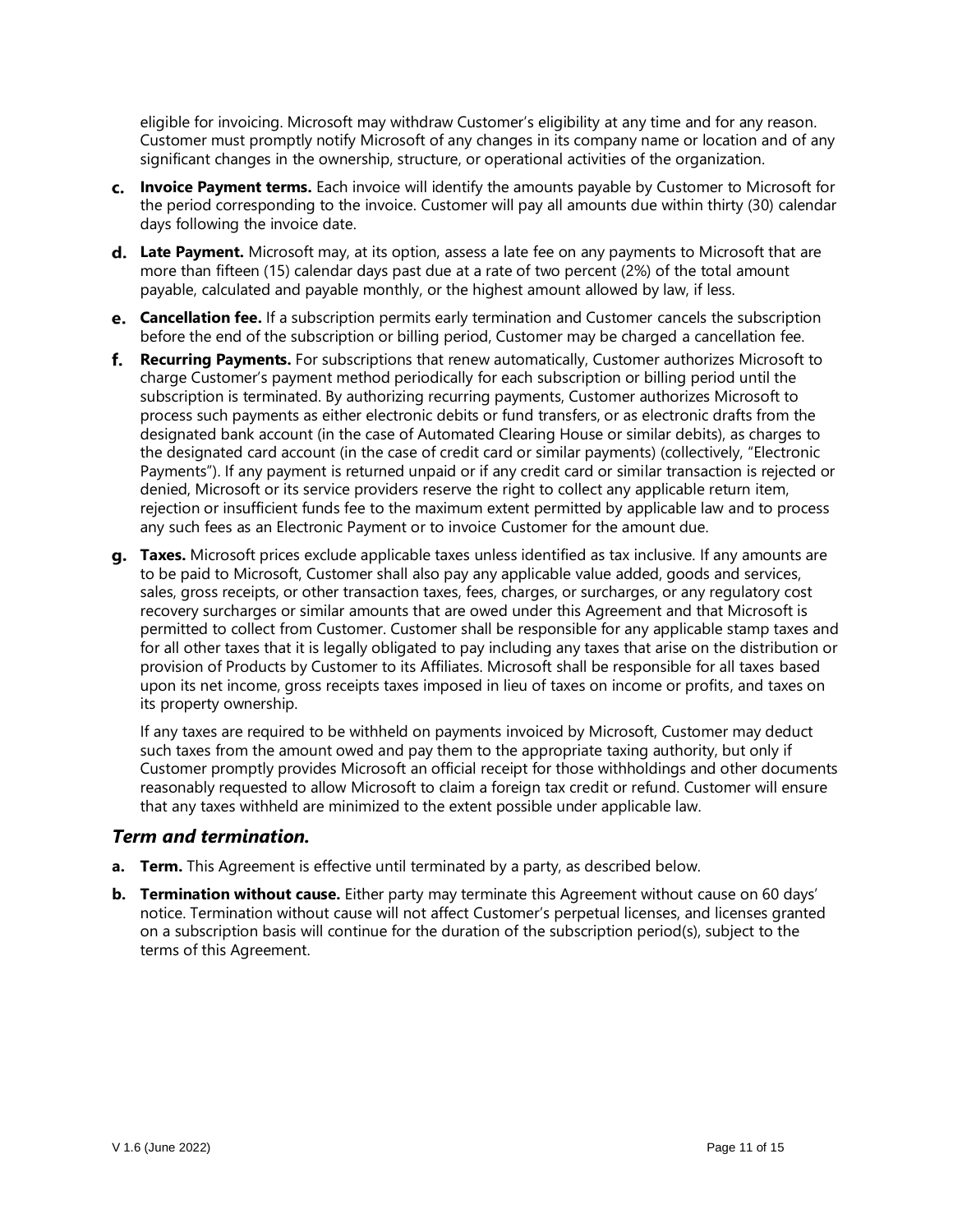eligible for invoicing. Microsoft may withdraw Customer's eligibility at any time and for any reason. Customer must promptly notify Microsoft of any changes in its company name or location and of any significant changes in the ownership, structure, or operational activities of the organization.

c. **Invoice Payment terms.** Each invoice will identify the amounts payable by Customer to Microsoft for the period corresponding to the invoice. Customer will pay all amounts due within thirty (30) calendar days following the invoice date.

d. **Late Payment.** Microsoft may, at its option, assess a late fee on any payments to Microsoft that are more than fifteen (15) calendar days past due at a rate of two percent (2%) of the total amount payable, calculated and payable monthly, or the highest amount allowed by law, if less.

e. **Cancellation fee.** If a subscription permits early termination and Customer cancels the subscription before the end of the subscription or billing period, Customer may be charged a cancellation fee.

f. **Recurring Payments.** For subscriptions that renew automatically, Customer authorizes Microsoft to charge Customer's payment method periodically for each subscription or billing period until the subscription is terminated. By authorizing recurring payments, Customer authorizes Microsoft to process such payments as either electronic debits or fund transfers, or as electronic drafts from the designated bank account (in the case of Automated Clearing House or similar debits), as charges to the designated card account (in the case of credit card or similar payments) (collectively, "Electronic Payments"). If any payment is returned unpaid or if any credit card or similar transaction is rejected or denied, Microsoft or its service providers reserve the right to collect any applicable return item, rejection or insufficient funds fee to the maximum extent permitted by applicable law and to process any such fees as an Electronic Payment or to invoice Customer for the amount due.

g. **Taxes.** Microsoft prices exclude applicable taxes unless identified as tax inclusive. If any amounts are to be paid to Microsoft, Customer shall also pay any applicable value added, goods and services, sales, gross receipts, or other transaction taxes, fees, charges, or surcharges, or any regulatory cost recovery surcharges or similar amounts that are owed under this Agreement and that Microsoft is permitted to collect from Customer. Customer shall be responsible for any applicable stamp taxes and for all other taxes that it is legally obligated to pay including any taxes that arise on the distribution or provision of Products by Customer to its Affiliates. Microsoft shall be responsible for all taxes based upon its net income, gross receipts taxes imposed in lieu of taxes on income or profits, and taxes on its property ownership.

   If any taxes are required to be withheld on payments invoiced by Microsoft, Customer may deduct such taxes from the amount owed and pay them to the appropriate taxing authority, but only if Customer promptly provides Microsoft an official receipt for those withholdings and other documents reasonably requested to allow Microsoft to claim a foreign tax credit or refund. Customer will ensure that any taxes withheld are minimized to the extent possible under applicable law.

### *Term and termination.*

a. **Term.** This Agreement is effective until terminated by a party, as described below.

b. **Termination without cause.** Either party may terminate this Agreement without cause on 60 days' notice. Termination without cause will not affect Customer's perpetual licenses, and licenses granted on a subscription basis will continue for the duration of the subscription period(s), subject to the terms of this Agreement.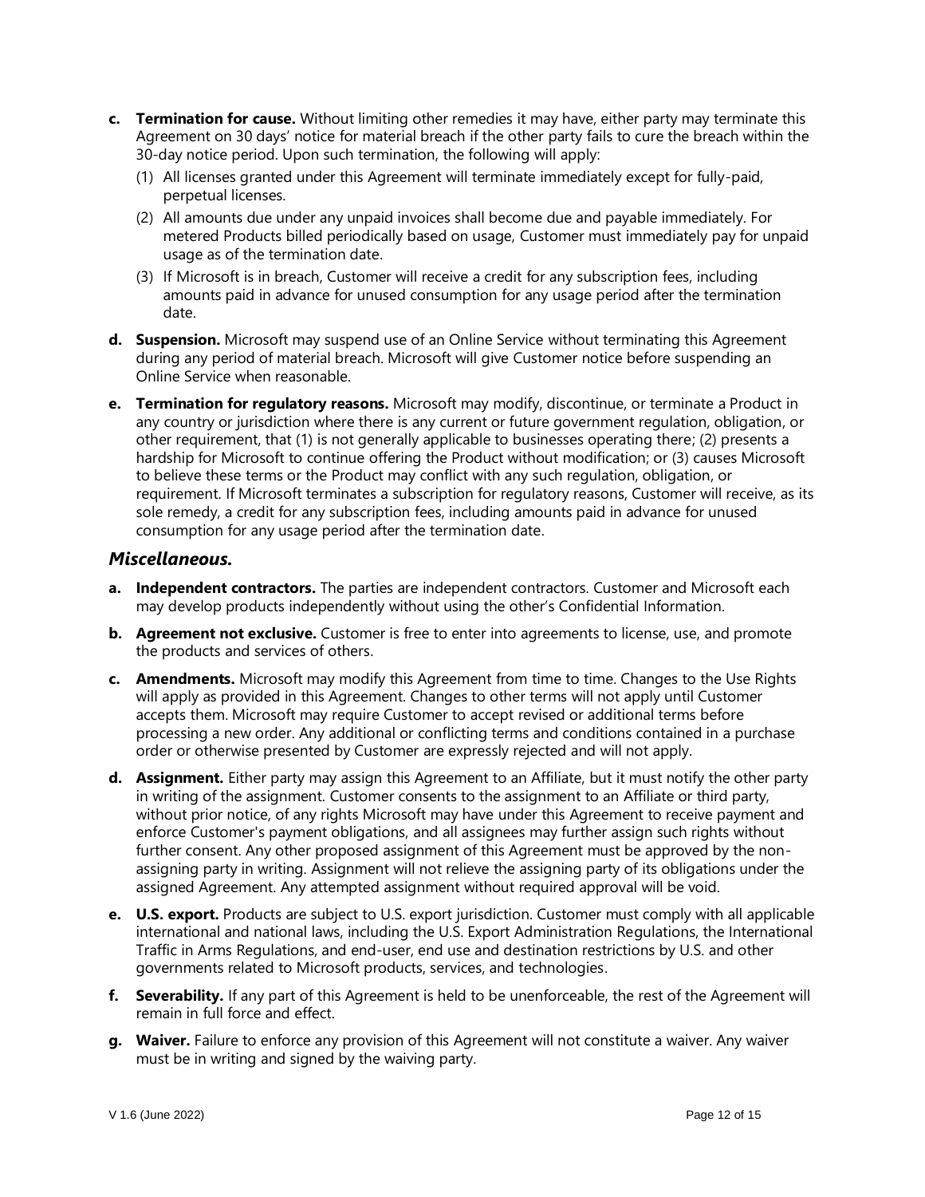- **c. Termination for cause.** Without limiting other remedies it may have, either party may terminate this Agreement on 30 days' notice for material breach if the other party fails to cure the breach within the 30-day notice period. Upon such termination, the following will apply:
  - (1) All licenses granted under this Agreement will terminate immediately except for fully-paid, perpetual licenses.
  - (2) All amounts due under any unpaid invoices shall become due and payable immediately. For metered Products billed periodically based on usage, Customer must immediately pay for unpaid usage as of the termination date.
  - (3) If Microsoft is in breach, Customer will receive a credit for any subscription fees, including amounts paid in advance for unused consumption for any usage period after the termination date.
- **d. Suspension.** Microsoft may suspend use of an Online Service without terminating this Agreement during any period of material breach. Microsoft will give Customer notice before suspending an Online Service when reasonable.
- **e. Termination for regulatory reasons.** Microsoft may modify, discontinue, or terminate a Product in any country or jurisdiction where there is any current or future government regulation, obligation, or other requirement, that (1) is not generally applicable to businesses operating there; (2) presents a hardship for Microsoft to continue offering the Product without modification; or (3) causes Microsoft to believe these terms or the Product may conflict with any such regulation, obligation, or requirement. If Microsoft terminates a subscription for regulatory reasons, Customer will receive, as its sole remedy, a credit for any subscription fees, including amounts paid in advance for unused consumption for any usage period after the termination date.

### *Miscellaneous.*

- **a. Independent contractors.** The parties are independent contractors. Customer and Microsoft each may develop products independently without using the other's Confidential Information.
- **b. Agreement not exclusive.** Customer is free to enter into agreements to license, use, and promote the products and services of others.
- **c. Amendments.** Microsoft may modify this Agreement from time to time. Changes to the Use Rights will apply as provided in this Agreement. Changes to other terms will not apply until Customer accepts them. Microsoft may require Customer to accept revised or additional terms before processing a new order. Any additional or conflicting terms and conditions contained in a purchase order or otherwise presented by Customer are expressly rejected and will not apply.
- **d. Assignment.** Either party may assign this Agreement to an Affiliate, but it must notify the other party in writing of the assignment. Customer consents to the assignment to an Affiliate or third party, without prior notice, of any rights Microsoft may have under this Agreement to receive payment and enforce Customer's payment obligations, and all assignees may further assign such rights without further consent. Any other proposed assignment of this Agreement must be approved by the non-assigning party in writing. Assignment will not relieve the assigning party of its obligations under the assigned Agreement. Any attempted assignment without required approval will be void.
- **e. U.S. export.** Products are subject to U.S. export jurisdiction. Customer must comply with all applicable international and national laws, including the U.S. Export Administration Regulations, the International Traffic in Arms Regulations, and end-user, end use and destination restrictions by U.S. and other governments related to Microsoft products, services, and technologies.
- **f. Severability.** If any part of this Agreement is held to be unenforceable, the rest of the Agreement will remain in full force and effect.
- **g. Waiver.** Failure to enforce any provision of this Agreement will not constitute a waiver. Any waiver must be in writing and signed by the waiving party.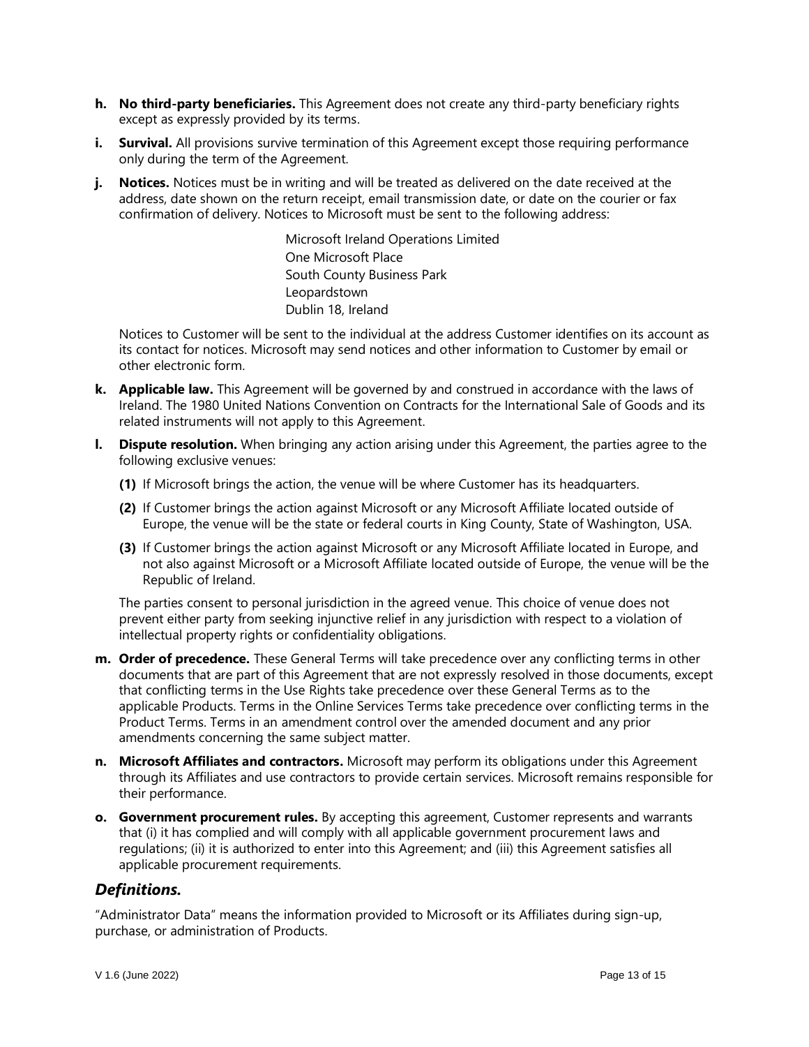**h. No third-party beneficiaries.** This Agreement does not create any third-party beneficiary rights except as expressly provided by its terms.

**i. Survival.** All provisions survive termination of this Agreement except those requiring performance only during the term of the Agreement.

**j. Notices.** Notices must be in writing and will be treated as delivered on the date received at the address, date shown on the return receipt, email transmission date, or date on the courier or fax confirmation of delivery. Notices to Microsoft must be sent to the following address:

> Microsoft Ireland Operations Limited
> One Microsoft Place
> South County Business Park
> Leopardstown
> Dublin 18, Ireland

Notices to Customer will be sent to the individual at the address Customer identifies on its account as its contact for notices. Microsoft may send notices and other information to Customer by email or other electronic form.

**k. Applicable law.** This Agreement will be governed by and construed in accordance with the laws of Ireland. The 1980 United Nations Convention on Contracts for the International Sale of Goods and its related instruments will not apply to this Agreement.

**l. Dispute resolution.** When bringing any action arising under this Agreement, the parties agree to the following exclusive venues:

**(1)** If Microsoft brings the action, the venue will be where Customer has its headquarters.

**(2)** If Customer brings the action against Microsoft or any Microsoft Affiliate located outside of Europe, the venue will be the state or federal courts in King County, State of Washington, USA.

**(3)** If Customer brings the action against Microsoft or any Microsoft Affiliate located in Europe, and not also against Microsoft or a Microsoft Affiliate located outside of Europe, the venue will be the Republic of Ireland.

The parties consent to personal jurisdiction in the agreed venue. This choice of venue does not prevent either party from seeking injunctive relief in any jurisdiction with respect to a violation of intellectual property rights or confidentiality obligations.

**m. Order of precedence.** These General Terms will take precedence over any conflicting terms in other documents that are part of this Agreement that are not expressly resolved in those documents, except that conflicting terms in the Use Rights take precedence over these General Terms as to the applicable Products. Terms in the Online Services Terms take precedence over conflicting terms in the Product Terms. Terms in an amendment control over the amended document and any prior amendments concerning the same subject matter.

**n. Microsoft Affiliates and contractors.** Microsoft may perform its obligations under this Agreement through its Affiliates and use contractors to provide certain services. Microsoft remains responsible for their performance.

**o. Government procurement rules.** By accepting this agreement, Customer represents and warrants that (i) it has complied and will comply with all applicable government procurement laws and regulations; (ii) it is authorized to enter into this Agreement; and (iii) this Agreement satisfies all applicable procurement requirements.

## ***Definitions.***

"Administrator Data" means the information provided to Microsoft or its Affiliates during sign-up, purchase, or administration of Products.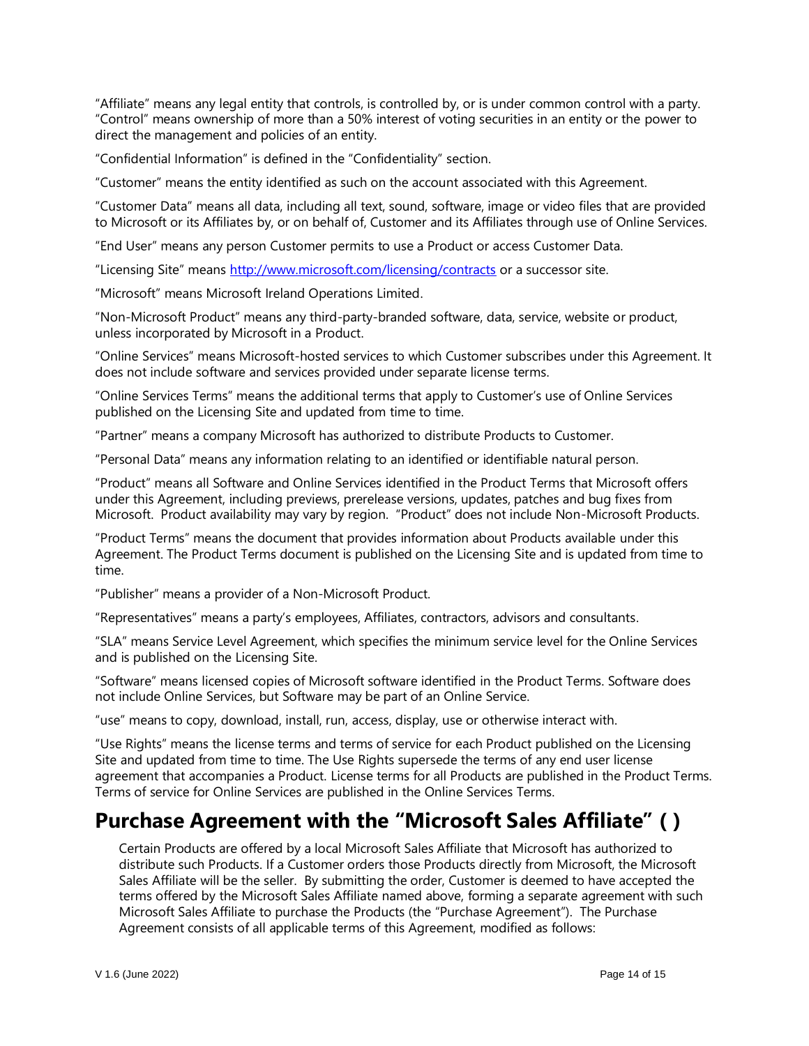"Affiliate" means any legal entity that controls, is controlled by, or is under common control with a party. "Control" means ownership of more than a 50% interest of voting securities in an entity or the power to direct the management and policies of an entity.

"Confidential Information" is defined in the "Confidentiality" section.

"Customer" means the entity identified as such on the account associated with this Agreement.

"Customer Data" means all data, including all text, sound, software, image or video files that are provided to Microsoft or its Affiliates by, or on behalf of, Customer and its Affiliates through use of Online Services.

"End User" means any person Customer permits to use a Product or access Customer Data.

"Licensing Site" means http://www.microsoft.com/licensing/contracts or a successor site.

"Microsoft" means Microsoft Ireland Operations Limited.

"Non-Microsoft Product" means any third-party-branded software, data, service, website or product, unless incorporated by Microsoft in a Product.

"Online Services" means Microsoft-hosted services to which Customer subscribes under this Agreement. It does not include software and services provided under separate license terms.

"Online Services Terms" means the additional terms that apply to Customer's use of Online Services published on the Licensing Site and updated from time to time.

"Partner" means a company Microsoft has authorized to distribute Products to Customer.

"Personal Data" means any information relating to an identified or identifiable natural person.

"Product" means all Software and Online Services identified in the Product Terms that Microsoft offers under this Agreement, including previews, prerelease versions, updates, patches and bug fixes from Microsoft. Product availability may vary by region. "Product" does not include Non-Microsoft Products.

"Product Terms" means the document that provides information about Products available under this Agreement. The Product Terms document is published on the Licensing Site and is updated from time to time.

"Publisher" means a provider of a Non-Microsoft Product.

"Representatives" means a party's employees, Affiliates, contractors, advisors and consultants.

"SLA" means Service Level Agreement, which specifies the minimum service level for the Online Services and is published on the Licensing Site.

"Software" means licensed copies of Microsoft software identified in the Product Terms. Software does not include Online Services, but Software may be part of an Online Service.

"use" means to copy, download, install, run, access, display, use or otherwise interact with.

"Use Rights" means the license terms and terms of service for each Product published on the Licensing Site and updated from time to time. The Use Rights supersede the terms of any end user license agreement that accompanies a Product. License terms for all Products are published in the Product Terms. Terms of service for Online Services are published in the Online Services Terms.

# Purchase Agreement with the "Microsoft Sales Affiliate" ( )

Certain Products are offered by a local Microsoft Sales Affiliate that Microsoft has authorized to distribute such Products. If a Customer orders those Products directly from Microsoft, the Microsoft Sales Affiliate will be the seller. By submitting the order, Customer is deemed to have accepted the terms offered by the Microsoft Sales Affiliate named above, forming a separate agreement with such Microsoft Sales Affiliate to purchase the Products (the "Purchase Agreement"). The Purchase Agreement consists of all applicable terms of this Agreement, modified as follows: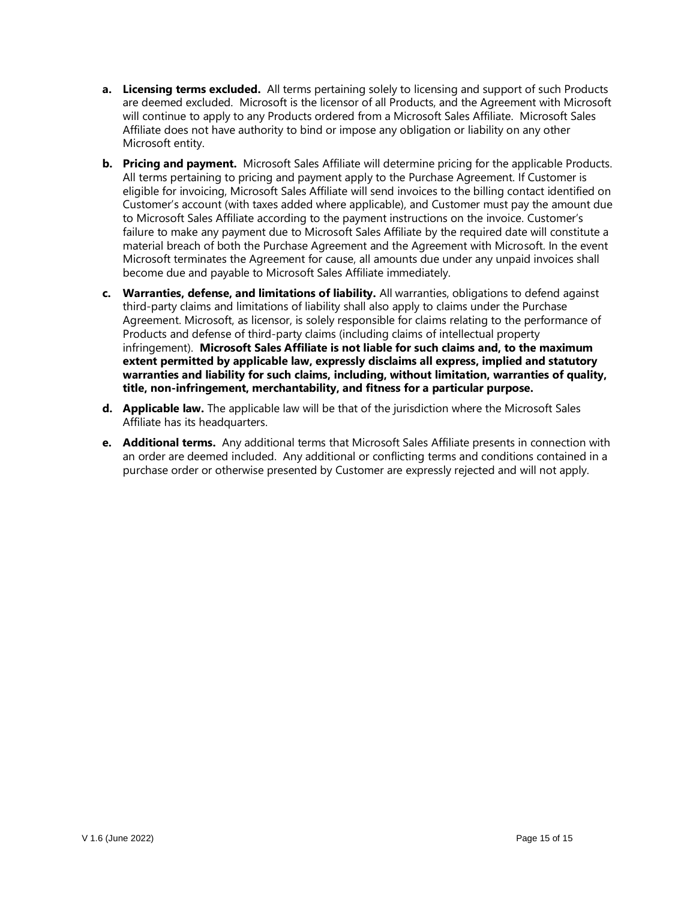- **a. Licensing terms excluded.** All terms pertaining solely to licensing and support of such Products are deemed excluded. Microsoft is the licensor of all Products, and the Agreement with Microsoft will continue to apply to any Products ordered from a Microsoft Sales Affiliate. Microsoft Sales Affiliate does not have authority to bind or impose any obligation or liability on any other Microsoft entity.
- **b. Pricing and payment.** Microsoft Sales Affiliate will determine pricing for the applicable Products. All terms pertaining to pricing and payment apply to the Purchase Agreement. If Customer is eligible for invoicing, Microsoft Sales Affiliate will send invoices to the billing contact identified on Customer's account (with taxes added where applicable), and Customer must pay the amount due to Microsoft Sales Affiliate according to the payment instructions on the invoice. Customer's failure to make any payment due to Microsoft Sales Affiliate by the required date will constitute a material breach of both the Purchase Agreement and the Agreement with Microsoft. In the event Microsoft terminates the Agreement for cause, all amounts due under any unpaid invoices shall become due and payable to Microsoft Sales Affiliate immediately.
- **c. Warranties, defense, and limitations of liability.** All warranties, obligations to defend against third-party claims and limitations of liability shall also apply to claims under the Purchase Agreement. Microsoft, as licensor, is solely responsible for claims relating to the performance of Products and defense of third-party claims (including claims of intellectual property infringement). **Microsoft Sales Affiliate is not liable for such claims and, to the maximum extent permitted by applicable law, expressly disclaims all express, implied and statutory warranties and liability for such claims, including, without limitation, warranties of quality, title, non-infringement, merchantability, and fitness for a particular purpose.**
- **d. Applicable law.** The applicable law will be that of the jurisdiction where the Microsoft Sales Affiliate has its headquarters.
- **e. Additional terms.** Any additional terms that Microsoft Sales Affiliate presents in connection with an order are deemed included. Any additional or conflicting terms and conditions contained in a purchase order or otherwise presented by Customer are expressly rejected and will not apply.

V 1.6 (June 2022)